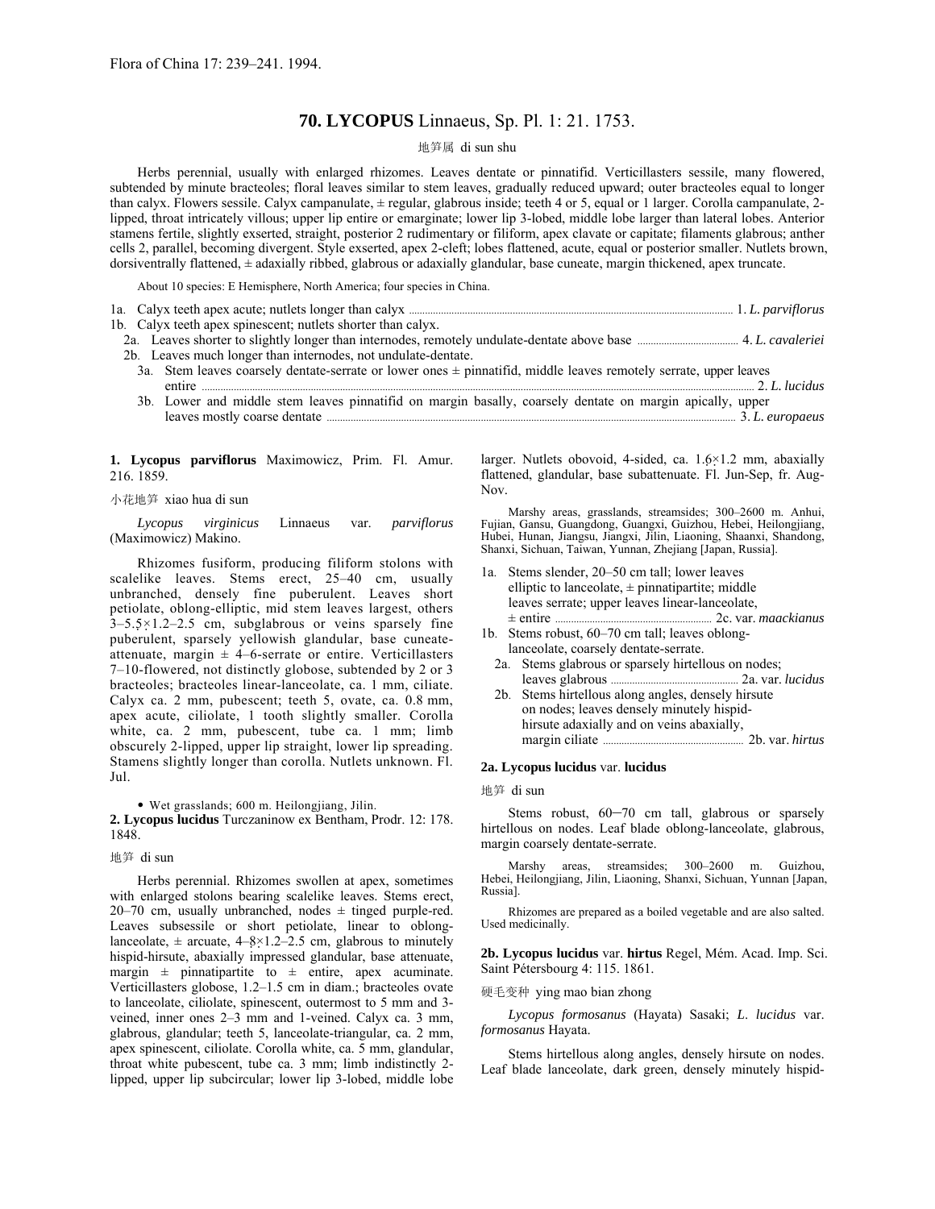Flora of China 17: 239–241. 1994.

# 70. LYCOPUS Linnaeus, Sp. Pl. 1: 21. 1753.

地笋属 di sun shu

Herbs perennial, usually with enlarged rhizomes. Leaves dentate or pinnatifid. Verticillasters sessile, many flowered, subtended by minute bracteoles; floral leaves similar to stem leaves, gradually reduced upward; outer bracteoles equal to longer than calyx. Flowers sessile. Calyx campanulate, ± regular, glabrous inside; teeth 4 or 5, equal or 1 larger. Corolla campanulate, 2-lipped, throat intricately villous; upper lip entire or emarginate; lower lip 3-lobed, middle lobe larger than lateral lobes. Anterior stamens fertile, slightly exserted, straight, posterior 2 rudimentary or filiform, apex clavate or capitate; filaments glabrous; anther cells 2, parallel, becoming divergent. Style exserted, apex 2-cleft; lobes flattened, acute, equal or posterior smaller. Nutlets brown, dorsiventrally flattened, ± adaxially ribbed, glabrous or adaxially glandular, base cuneate, margin thickened, apex truncate.

About 10 species: E Hemisphere, North America; four species in China.

1a. Calyx teeth apex acute; nutlets longer than calyx ........ 1. *L. parviflorus*
1b. Calyx teeth apex spinescent; nutlets shorter than calyx.
  2a. Leaves shorter to slightly longer than internodes, remotely undulate-dentate above base ........ 4. *L. cavaleriei*
  2b. Leaves much longer than internodes, not undulate-dentate.
    3a. Stem leaves coarsely dentate-serrate or lower ones ± pinnatifid, middle leaves remotely serrate, upper leaves entire ........ 2. *L. lucidus*
    3b. Lower and middle stem leaves pinnatifid on margin basally, coarsely dentate on margin apically, upper leaves mostly coarse dentate ........ 3. *L. europaeus*

**1. Lycopus parviflorus** Maximowicz, Prim. Fl. Amur. 216. 1859.

小花地笋 xiao hua di sun

*Lycopus virginicus* Linnaeus var. *parviflorus* (Maximowicz) Makino.

Rhizomes fusiform, producing filiform stolons with scalelike leaves. Stems erect, 25–40 cm, usually unbranched, densely fine puberulent. Leaves short petiolate, oblong-elliptic, mid stem leaves largest, others 3–5.5×1.2–2.5 cm, subglabrous or veins sparsely fine puberulent, sparsely yellowish glandular, base cuneate-attenuate, margin ± 4–6-serrate or entire. Verticillasters 7–10-flowered, not distinctly globose, subtended by 2 or 3 bracteoles; bracteoles linear-lanceolate, ca. 1 mm, ciliate. Calyx ca. 2 mm, pubescent; teeth 5, ovate, ca. 0.8 mm, apex acute, ciliolate, 1 tooth slightly smaller. Corolla white, ca. 2 mm, pubescent, tube ca. 1 mm; limb obscurely 2-lipped, upper lip straight, lower lip spreading. Stamens slightly longer than corolla. Nutlets unknown. Fl. Jul.

• Wet grasslands; 600 m. Heilongjiang, Jilin.

**2. Lycopus lucidus** Turczaninow ex Bentham, Prodr. 12: 178. 1848.

地笋 di sun

Herbs perennial. Rhizomes swollen at apex, sometimes with enlarged stolons bearing scalelike leaves. Stems erect, 20–70 cm, usually unbranched, nodes ± tinged purple-red. Leaves subsessile or short petiolate, linear to oblong-lanceolate, ± arcuate, 4–8×1.2–2.5 cm, glabrous to minutely hispid-hirsute, abaxially impressed glandular, base attenuate, margin ± pinnatipartite to ± entire, apex acuminate. Verticillasters globose, 1.2–1.5 cm in diam.; bracteoles ovate to lanceolate, ciliolate, spinescent, outermost to 5 mm and 3-veined, inner ones 2–3 mm and 1-veined. Calyx ca. 3 mm, glabrous, glandular; teeth 5, lanceolate-triangular, ca. 2 mm, apex spinescent, ciliolate. Corolla white, ca. 5 mm, glandular, throat white pubescent, tube ca. 3 mm; limb indistinctly 2-lipped, upper lip subcircular; lower lip 3-lobed, middle lobe larger. Nutlets obovoid, 4-sided, ca. 1.6×1.2 mm, abaxially flattened, glandular, base subattenuate. Fl. Jun-Sep, fr. Aug-Nov.

Marshy areas, grasslands, streamsides; 300–2600 m. Anhui, Fujian, Gansu, Guangdong, Guangxi, Guizhou, Hebei, Heilongjiang, Hubei, Hunan, Jiangsu, Jiangxi, Jilin, Liaoning, Shaanxi, Shandong, Shanxi, Sichuan, Taiwan, Yunnan, Zhejiang [Japan, Russia].

1a. Stems slender, 20–50 cm tall; lower leaves elliptic to lanceolate, ± pinnatipartite; middle leaves serrate; upper leaves linear-lanceolate, ± entire ........ 2c. var. *maackianus*
1b. Stems robust, 60–70 cm tall; leaves oblong-lanceolate, coarsely dentate-serrate.
  2a. Stems glabrous or sparsely hirtellous on nodes; leaves glabrous ........ 2a. var. *lucidus*
  2b. Stems hirtellous along angles, densely hirsute on nodes; leaves densely minutely hispid-hirsute adaxially and on veins abaxially, margin ciliate ........ 2b. var. *hirtus*

**2a. Lycopus lucidus** var. **lucidus**

地笋 di sun

Stems robust, 60–70 cm tall, glabrous or sparsely hirtellous on nodes. Leaf blade oblong-lanceolate, glabrous, margin coarsely dentate-serrate.

Marshy areas, streamsides; 300–2600 m. Guizhou, Hebei, Heilongjiang, Jilin, Liaoning, Shanxi, Sichuan, Yunnan [Japan, Russia].

Rhizomes are prepared as a boiled vegetable and are also salted. Used medicinally.

**2b. Lycopus lucidus** var. **hirtus** Regel, Mém. Acad. Imp. Sci. Saint Pétersbourg 4: 115. 1861.

硬毛变种 ying mao bian zhong

*Lycopus formosanus* (Hayata) Sasaki; *L. lucidus* var. *formosanus* Hayata.

Stems hirtellous along angles, densely hirsute on nodes. Leaf blade lanceolate, dark green, densely minutely hispid-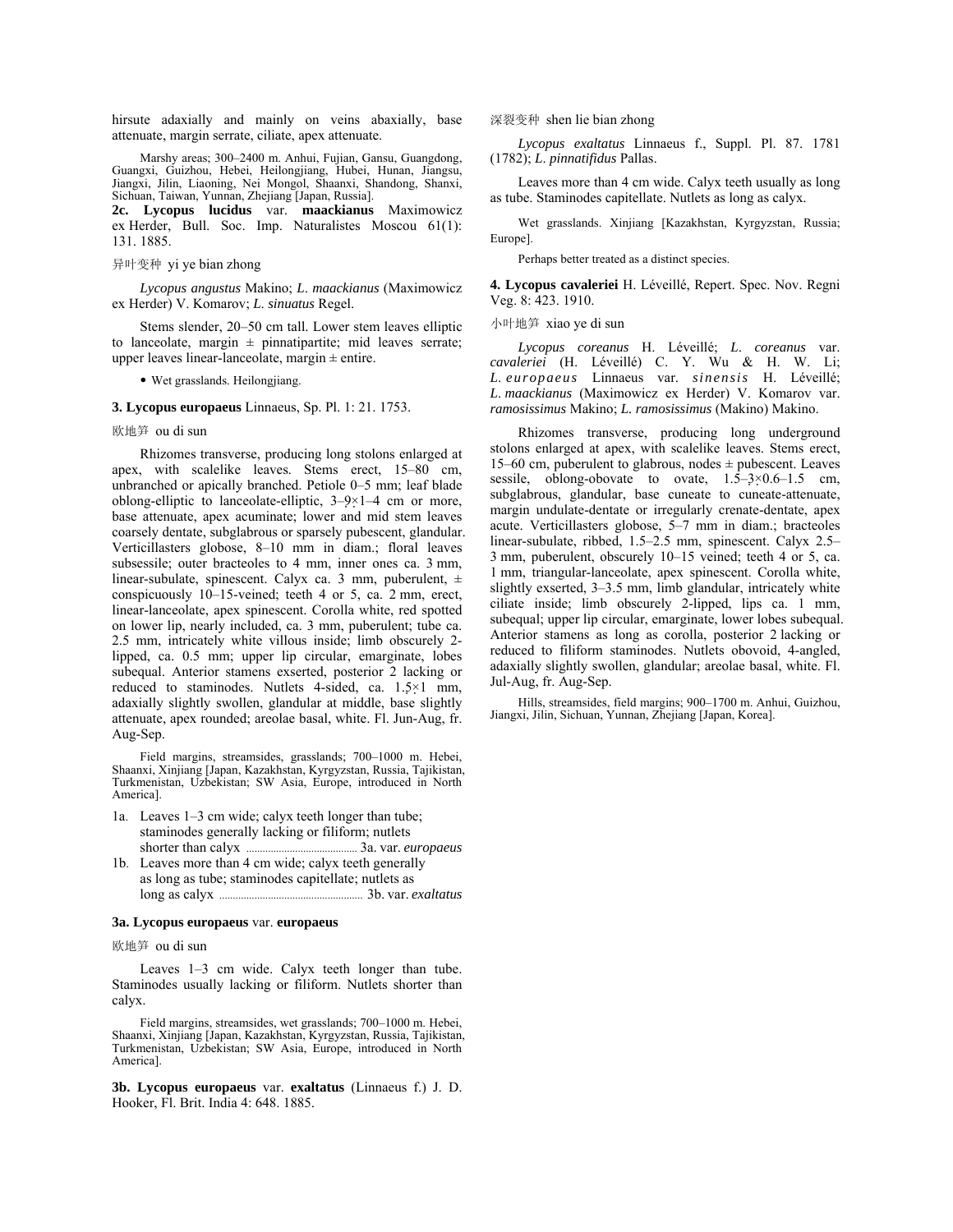hirsute adaxially and mainly on veins abaxially, base attenuate, margin serrate, ciliate, apex attenuate.

Marshy areas; 300–2400 m. Anhui, Fujian, Gansu, Guangdong, Guangxi, Guizhou, Hebei, Heilongjiang, Hubei, Hunan, Jiangsu, Jiangxi, Jilin, Liaoning, Nei Mongol, Shaanxi, Shandong, Shanxi, Sichuan, Taiwan, Yunnan, Zhejiang [Japan, Russia].

**2c. Lycopus lucidus** var. **maackianus** Maximowicz ex Herder, Bull. Soc. Imp. Naturalistes Moscou 61(1): 131. 1885.

异叶变种 yi ye bian zhong

*Lycopus angustus* Makino; *L. maackianus* (Maximowicz ex Herder) V. Komarov; *L. sinuatus* Regel.

Stems slender, 20–50 cm tall. Lower stem leaves elliptic to lanceolate, margin ± pinnatipartite; mid leaves serrate; upper leaves linear-lanceolate, margin ± entire.

- Wet grasslands. Heilongjiang.

**3. Lycopus europaeus** Linnaeus, Sp. Pl. 1: 21. 1753.

欧地笋 ou di sun

Rhizomes transverse, producing long stolons enlarged at apex, with scalelike leaves. Stems erect, 15–80 cm, unbranched or apically branched. Petiole 0–5 mm; leaf blade oblong-elliptic to lanceolate-elliptic, 3–9 × 1–4 cm or more, base attenuate, apex acuminate; lower and mid stem leaves coarsely dentate, subglabrous or sparsely pubescent, glandular. Verticillasters globose, 8–10 mm in diam.; floral leaves subsessile; outer bracteoles to 4 mm, inner ones ca. 3 mm, linear-subulate, spinescent. Calyx ca. 3 mm, puberulent, ± conspicuously 10–15-veined; teeth 4 or 5, ca. 2 mm, erect, linear-lanceolate, apex spinescent. Corolla white, red spotted on lower lip, nearly included, ca. 3 mm, puberulent; tube ca. 2.5 mm, intricately white villous inside; limb obscurely 2-lipped, ca. 0.5 mm; upper lip circular, emarginate, lobes subequal. Anterior stamens exserted, posterior 2 lacking or reduced to staminodes. Nutlets 4-sided, ca. 1.5 × 1 mm, adaxially slightly swollen, glandular at middle, base slightly attenuate, apex rounded; areolae basal, white. Fl. Jun-Aug, fr. Aug-Sep.

Field margins, streamsides, grasslands; 700–1000 m. Hebei, Shaanxi, Xinjiang [Japan, Kazakhstan, Kyrgyzstan, Russia, Tajikistan, Turkmenistan, Uzbekistan; SW Asia, Europe, introduced in North America].

1a. Leaves 1–3 cm wide; calyx teeth longer than tube; staminodes generally lacking or filiform; nutlets shorter than calyx ........................................ 3a. var. *europaeus*

1b. Leaves more than 4 cm wide; calyx teeth generally as long as tube; staminodes capitellate; nutlets as long as calyx ................................................... 3b. var. *exaltatus*

**3a. Lycopus europaeus** var. **europaeus**

欧地笋 ou di sun

Leaves 1–3 cm wide. Calyx teeth longer than tube. Staminodes usually lacking or filiform. Nutlets shorter than calyx.

Field margins, streamsides, wet grasslands; 700–1000 m. Hebei, Shaanxi, Xinjiang [Japan, Kazakhstan, Kyrgyzstan, Russia, Tajikistan, Turkmenistan, Uzbekistan; SW Asia, Europe, introduced in North America].

**3b. Lycopus europaeus** var. **exaltatus** (Linnaeus f.) J. D. Hooker, Fl. Brit. India 4: 648. 1885.

深裂变种 shen lie bian zhong

*Lycopus exaltatus* Linnaeus f., Suppl. Pl. 87. 1781 (1782); *L. pinnatifidus* Pallas.

Leaves more than 4 cm wide. Calyx teeth usually as long as tube. Staminodes capitellate. Nutlets as long as calyx.

Wet grasslands. Xinjiang [Kazakhstan, Kyrgyzstan, Russia; Europe].

Perhaps better treated as a distinct species.

**4. Lycopus cavaleriei** H. Léveillé, Repert. Spec. Nov. Regni Veg. 8: 423. 1910.

小叶地笋 xiao ye di sun

*Lycopus coreanus* H. Léveillé; *L. coreanus* var. *cavaleriei* (H. Léveillé) C. Y. Wu & H. W. Li; *L. europaeus* Linnaeus var. *sinensis* H. Léveillé; *L. maackianus* (Maximowicz ex Herder) V. Komarov var. *ramosissimus* Makino; *L. ramosissimus* (Makino) Makino.

Rhizomes transverse, producing long underground stolons enlarged at apex, with scalelike leaves. Stems erect, 15–60 cm, puberulent to glabrous, nodes ± pubescent. Leaves sessile, oblong-obovate to ovate, 1.5–3 × 0.6–1.5 cm, subglabrous, glandular, base cuneate to cuneate-attenuate, margin undulate-dentate or irregularly crenate-dentate, apex acute. Verticillasters globose, 5–7 mm in diam.; bracteoles linear-subulate, ribbed, 1.5–2.5 mm, spinescent. Calyx 2.5–3 mm, puberulent, obscurely 10–15 veined; teeth 4 or 5, ca. 1 mm, triangular-lanceolate, apex spinescent. Corolla white, slightly exserted, 3–3.5 mm, limb glandular, intricately white ciliate inside; limb obscurely 2-lipped, lips ca. 1 mm, subequal; upper lip circular, emarginate, lower lobes subequal. Anterior stamens as long as corolla, posterior 2 lacking or reduced to filiform staminodes. Nutlets obovoid, 4-angled, adaxially slightly swollen, glandular; areolae basal, white. Fl. Jul-Aug, fr. Aug-Sep.

Hills, streamsides, field margins; 900–1700 m. Anhui, Guizhou, Jiangxi, Jilin, Sichuan, Yunnan, Zhejiang [Japan, Korea].